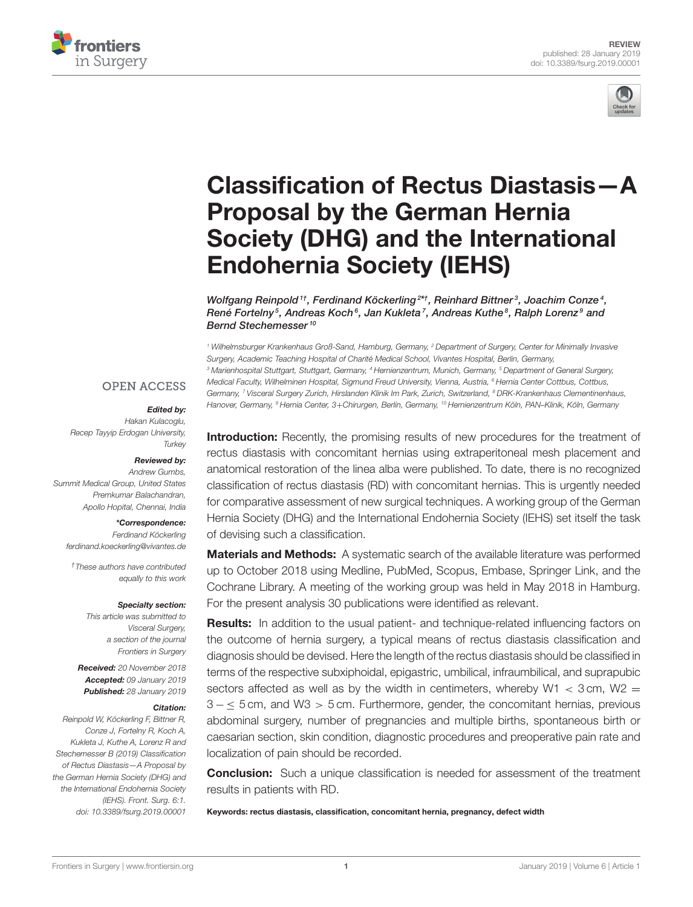REVIEW
published: 28 January 2019
doi: 10.3389/fsurg.2019.00001

# Classification of Rectus Diastasis—A Proposal by the German Hernia Society (DHG) and the International Endohernia Society (IEHS)

*Wolfgang Reinpold[1†], Ferdinand Köckerling[2*†], Reinhard Bittner[3], Joachim Conze[4], René Fortelny[5], Andreas Koch[6], Jan Kukleta[7], Andreas Kuthe[8], Ralph Lorenz[9] and Bernd Stechemesser[10]*

[1] Wilhelmsburger Krankenhaus Groß-Sand, Hamburg, Germany, [2] Department of Surgery, Center for Minimally Invasive Surgery, Academic Teaching Hospital of Charité Medical School, Vivantes Hospital, Berlin, Germany, [3] Marienhospital Stuttgart, Stuttgart, Germany, [4] Hernienzentrum, Munich, Germany, [5] Department of General Surgery, Medical Faculty, Wilhelminen Hospital, Sigmund Freud University, Vienna, Austria, [6] Hernia Center Cottbus, Cottbus, Germany, [7] Visceral Surgery Zurich, Hirslanden Klinik Im Park, Zurich, Switzerland, [8] DRK-Krankenhaus Clementinenhaus, Hanover, Germany, [9] Hernia Center, 3+Chirurgen, Berlin, Germany, [10] Hernienzentrum Köln, PAN–Klinik, Köln, Germany

OPEN ACCESS

***Edited by:***
Hakan Kulacoglu,
Recep Tayyip Erdogan University,
Turkey

***Reviewed by:***
Andrew Gumbs,
Summit Medical Group, United States
Premkumar Balachandran,
Apollo Hospital, Chennai, India

***\*Correspondence:***
Ferdinand Köckerling
ferdinand.koeckerling@vivantes.de

† These authors have contributed equally to this work

***Specialty section:***
This article was submitted to Visceral Surgery, a section of the journal Frontiers in Surgery

**Received:** 20 November 2018
**Accepted:** 09 January 2019
**Published:** 28 January 2019

***Citation:***
Reinpold W, Köckerling F, Bittner R, Conze J, Fortelny R, Koch A, Kukleta J, Kuthe A, Lorenz R and Stechemesser B (2019) Classification of Rectus Diastasis—A Proposal by the German Hernia Society (DHG) and the International Endohernia Society (IEHS). Front. Surg. 6:1. doi: 10.3389/fsurg.2019.00001

**Introduction:** Recently, the promising results of new procedures for the treatment of rectus diastasis with concomitant hernias using extraperitoneal mesh placement and anatomical restoration of the linea alba were published. To date, there is no recognized classification of rectus diastasis (RD) with concomitant hernias. This is urgently needed for comparative assessment of new surgical techniques. A working group of the German Hernia Society (DHG) and the International Endohernia Society (IEHS) set itself the task of devising such a classification.

**Materials and Methods:** A systematic search of the available literature was performed up to October 2018 using Medline, PubMed, Scopus, Embase, Springer Link, and the Cochrane Library. A meeting of the working group was held in May 2018 in Hamburg. For the present analysis 30 publications were identified as relevant.

**Results:** In addition to the usual patient- and technique-related influencing factors on the outcome of hernia surgery, a typical means of rectus diastasis classification and diagnosis should be devised. Here the length of the rectus diastasis should be classified in terms of the respective subxiphoidal, epigastric, umbilical, infraumbilical, and suprapubic sectors affected as well as by the width in centimeters, whereby W1 $< 3$ cm, W2 $= 3 - \leq 5$ cm, and W3 $> 5$ cm. Furthermore, gender, the concomitant hernias, previous abdominal surgery, number of pregnancies and multiple births, spontaneous birth or caesarian section, skin condition, diagnostic procedures and preoperative pain rate and localization of pain should be recorded.

**Conclusion:** Such a unique classification is needed for assessment of the treatment results in patients with RD.

**Keywords: rectus diastasis, classification, concomitant hernia, pregnancy, defect width**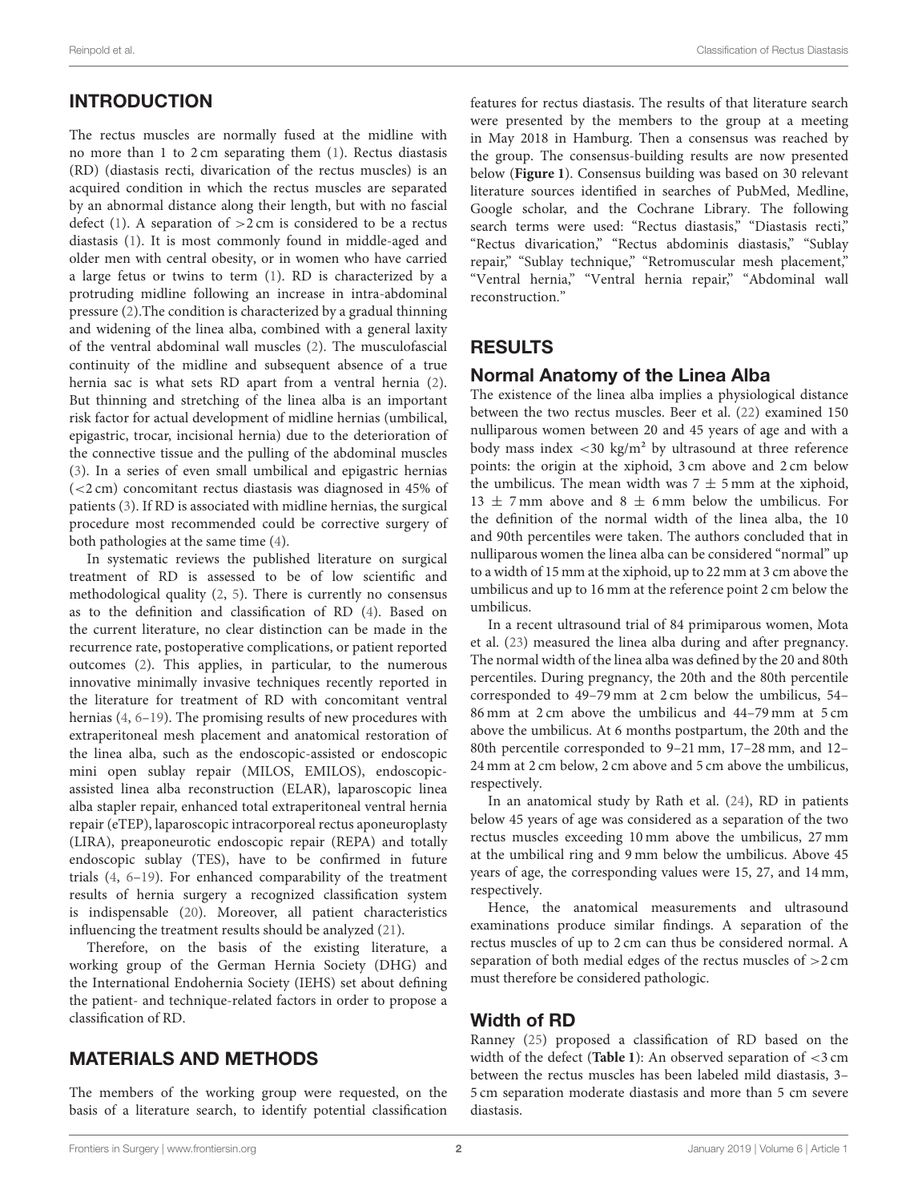## INTRODUCTION

The rectus muscles are normally fused at the midline with no more than 1 to 2 cm separating them (1). Rectus diastasis (RD) (diastasis recti, divarication of the rectus muscles) is an acquired condition in which the rectus muscles are separated by an abnormal distance along their length, but with no fascial defect (1). A separation of >2 cm is considered to be a rectus diastasis (1). It is most commonly found in middle-aged and older men with central obesity, or in women who have carried a large fetus or twins to term (1). RD is characterized by a protruding midline following an increase in intra-abdominal pressure (2).The condition is characterized by a gradual thinning and widening of the linea alba, combined with a general laxity of the ventral abdominal wall muscles (2). The musculofascial continuity of the midline and subsequent absence of a true hernia sac is what sets RD apart from a ventral hernia (2). But thinning and stretching of the linea alba is an important risk factor for actual development of midline hernias (umbilical, epigastric, trocar, incisional hernia) due to the deterioration of the connective tissue and the pulling of the abdominal muscles (3). In a series of even small umbilical and epigastric hernias (<2 cm) concomitant rectus diastasis was diagnosed in 45% of patients (3). If RD is associated with midline hernias, the surgical procedure most recommended could be corrective surgery of both pathologies at the same time (4).

In systematic reviews the published literature on surgical treatment of RD is assessed to be of low scientific and methodological quality (2, 5). There is currently no consensus as to the definition and classification of RD (4). Based on the current literature, no clear distinction can be made in the recurrence rate, postoperative complications, or patient reported outcomes (2). This applies, in particular, to the numerous innovative minimally invasive techniques recently reported in the literature for treatment of RD with concomitant ventral hernias (4, 6–19). The promising results of new procedures with extraperitoneal mesh placement and anatomical restoration of the linea alba, such as the endoscopic-assisted or endoscopic mini open sublay repair (MILOS, EMILOS), endoscopic-assisted linea alba reconstruction (ELAR), laparoscopic linea alba stapler repair, enhanced total extraperitoneal ventral hernia repair (eTEP), laparoscopic intracorporeal rectus aponeuroplasty (LIRA), preaponeurotic endoscopic repair (REPA) and totally endoscopic sublay (TES), have to be confirmed in future trials (4, 6–19). For enhanced comparability of the treatment results of hernia surgery a recognized classification system is indispensable (20). Moreover, all patient characteristics influencing the treatment results should be analyzed (21).

Therefore, on the basis of the existing literature, a working group of the German Hernia Society (DHG) and the International Endohernia Society (IEHS) set about defining the patient- and technique-related factors in order to propose a classification of RD.

## MATERIALS AND METHODS

The members of the working group were requested, on the basis of a literature search, to identify potential classification features for rectus diastasis. The results of that literature search were presented by the members to the group at a meeting in May 2018 in Hamburg. Then a consensus was reached by the group. The consensus-building results are now presented below (**Figure 1**). Consensus building was based on 30 relevant literature sources identified in searches of PubMed, Medline, Google scholar, and the Cochrane Library. The following search terms were used: "Rectus diastasis," "Diastasis recti," "Rectus divarication," "Rectus abdominis diastasis," "Sublay repair," "Sublay technique," "Retromuscular mesh placement," "Ventral hernia," "Ventral hernia repair," "Abdominal wall reconstruction."

## RESULTS

### Normal Anatomy of the Linea Alba

The existence of the linea alba implies a physiological distance between the two rectus muscles. Beer et al. (22) examined 150 nulliparous women between 20 and 45 years of age and with a body mass index <30 kg/m² by ultrasound at three reference points: the origin at the xiphoid, 3 cm above and 2 cm below the umbilicus. The mean width was 7 ± 5 mm at the xiphoid, 13 ± 7 mm above and 8 ± 6 mm below the umbilicus. For the definition of the normal width of the linea alba, the 10 and 90th percentiles were taken. The authors concluded that in nulliparous women the linea alba can be considered "normal" up to a width of 15 mm at the xiphoid, up to 22 mm at 3 cm above the umbilicus and up to 16 mm at the reference point 2 cm below the umbilicus.

In a recent ultrasound trial of 84 primiparous women, Mota et al. (23) measured the linea alba during and after pregnancy. The normal width of the linea alba was defined by the 20 and 80th percentiles. During pregnancy, the 20th and the 80th percentile corresponded to 49–79 mm at 2 cm below the umbilicus, 54–86 mm at 2 cm above the umbilicus and 44–79 mm at 5 cm above the umbilicus. At 6 months postpartum, the 20th and the 80th percentile corresponded to 9–21 mm, 17–28 mm, and 12–24 mm at 2 cm below, 2 cm above and 5 cm above the umbilicus, respectively.

In an anatomical study by Rath et al. (24), RD in patients below 45 years of age was considered as a separation of the two rectus muscles exceeding 10 mm above the umbilicus, 27 mm at the umbilical ring and 9 mm below the umbilicus. Above 45 years of age, the corresponding values were 15, 27, and 14 mm, respectively.

Hence, the anatomical measurements and ultrasound examinations produce similar findings. A separation of the rectus muscles of up to 2 cm can thus be considered normal. A separation of both medial edges of the rectus muscles of >2 cm must therefore be considered pathologic.

### Width of RD

Ranney (25) proposed a classification of RD based on the width of the defect (**Table 1**): An observed separation of <3 cm between the rectus muscles has been labeled mild diastasis, 3–5 cm separation moderate diastasis and more than 5 cm severe diastasis.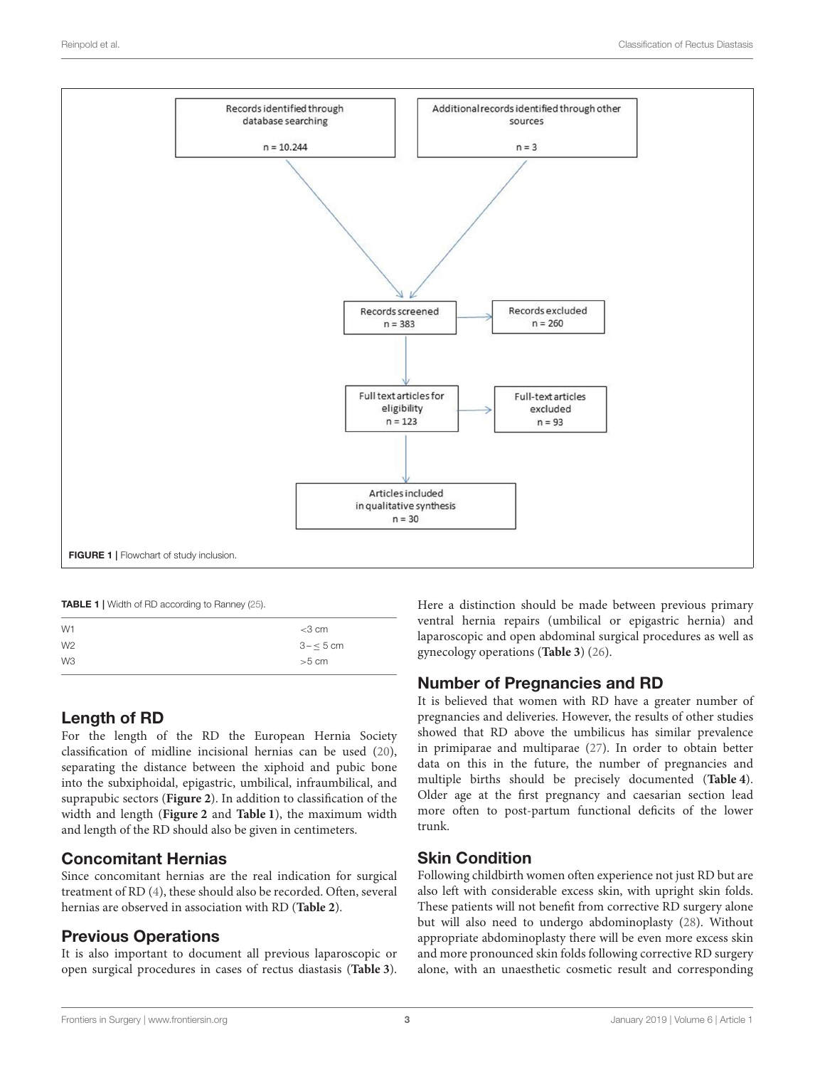Records identified through database searching

n = 10.244

Additional records identified through other sources

n = 3

Records screened
n = 383

Records excluded
n = 260

Full text articles for eligibility
n = 123

Full-text articles excluded
n = 93

Articles included in qualitative synthesis
n = 30

**FIGURE 1 |** Flowchart of study inclusion.

**TABLE 1 |** Width of RD according to Ranney (25).

| | |
|---|---|
| W1 | <3 cm |
| W2 | 3– ≤ 5 cm |
| W3 | >5 cm |

## Length of RD

For the length of the RD the European Hernia Society classification of midline incisional hernias can be used (20), separating the distance between the xiphoid and pubic bone into the subxiphoidal, epigastric, umbilical, infraumbilical, and suprapubic sectors (**Figure 2**). In addition to classification of the width and length (**Figure 2** and **Table 1**), the maximum width and length of the RD should also be given in centimeters.

## Concomitant Hernias

Since concomitant hernias are the real indication for surgical treatment of RD (4), these should also be recorded. Often, several hernias are observed in association with RD (**Table 2**).

## Previous Operations

It is also important to document all previous laparoscopic or open surgical procedures in cases of rectus diastasis (**Table 3**). Here a distinction should be made between previous primary ventral hernia repairs (umbilical or epigastric hernia) and laparoscopic and open abdominal surgical procedures as well as gynecology operations (**Table 3**) (26).

## Number of Pregnancies and RD

It is believed that women with RD have a greater number of pregnancies and deliveries. However, the results of other studies showed that RD above the umbilicus has similar prevalence in primiparae and multiparae (27). In order to obtain better data on this in the future, the number of pregnancies and multiple births should be precisely documented (**Table 4**). Older age at the first pregnancy and caesarian section lead more often to post-partum functional deficits of the lower trunk.

## Skin Condition

Following childbirth women often experience not just RD but are also left with considerable excess skin, with upright skin folds. These patients will not benefit from corrective RD surgery alone but will also need to undergo abdominoplasty (28). Without appropriate abdominoplasty there will be even more excess skin and more pronounced skin folds following corrective RD surgery alone, with an unaesthetic cosmetic result and corresponding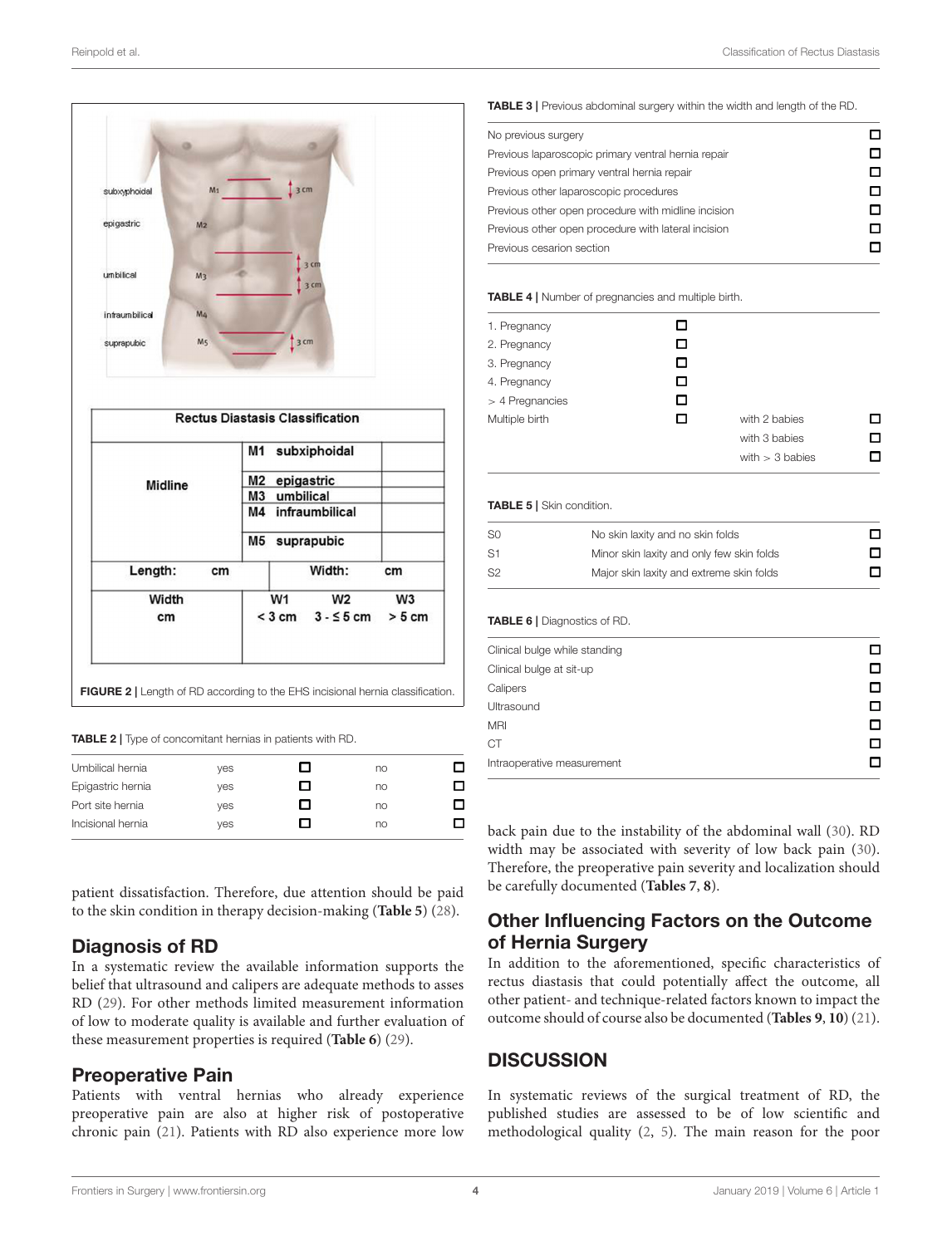| Rectus Diastasis Classification | | | |
|---|---|---|---|
| Midline | M1 subxiphoidal | | |
| | M2 epigastric | | |
| | M3 umbilical | | |
| | M4 infraumbilical | | |
| | M5 suprapubic | | |
| Length: cm | | Width: cm | |
| Width cm | W1 < 3 cm | W2 3 - ≤ 5 cm | W3 > 5 cm |

FIGURE 2 | Length of RD according to the EHS incisional hernia classification.

TABLE 2 | Type of concomitant hernias in patients with RD.

| | | | | |
|---|---|---|---|---|
| Umbilical hernia | yes | ☐ | no | ☐ |
| Epigastric hernia | yes | ☐ | no | ☐ |
| Port site hernia | yes | ☐ | no | ☐ |
| Incisional hernia | yes | ☐ | no | ☐ |

patient dissatisfaction. Therefore, due attention should be paid to the skin condition in therapy decision-making (**Table 5**) (28).

## Diagnosis of RD

In a systematic review the available information supports the belief that ultrasound and calipers are adequate methods to asses RD (29). For other methods limited measurement information of low to moderate quality is available and further evaluation of these measurement properties is required (**Table 6**) (29).

## Preoperative Pain

Patients with ventral hernias who already experience preoperative pain are also at higher risk of postoperative chronic pain (21). Patients with RD also experience more low back pain due to the instability of the abdominal wall (30). RD width may be associated with severity of low back pain (30). Therefore, the preoperative pain severity and localization should be carefully documented (**Tables 7**, **8**).

TABLE 3 | Previous abdominal surgery within the width and length of the RD.

| | |
|---|---|
| No previous surgery | ☐ |
| Previous laparoscopic primary ventral hernia repair | ☐ |
| Previous open primary ventral hernia repair | ☐ |
| Previous other laparoscopic procedures | ☐ |
| Previous other open procedure with midline incision | ☐ |
| Previous other open procedure with lateral incision | ☐ |
| Previous cesarion section | ☐ |

TABLE 4 | Number of pregnancies and multiple birth.

| | | | |
|---|---|---|---|
| 1. Pregnancy | ☐ | | |
| 2. Pregnancy | ☐ | | |
| 3. Pregnancy | ☐ | | |
| 4. Pregnancy | ☐ | | |
| > 4 Pregnancies | ☐ | | |
| Multiple birth | ☐ | with 2 babies | ☐ |
| | | with 3 babies | ☐ |
| | | with > 3 babies | ☐ |

TABLE 5 | Skin condition.

| | | |
|---|---|---|
| S0 | No skin laxity and no skin folds | ☐ |
| S1 | Minor skin laxity and only few skin folds | ☐ |
| S2 | Major skin laxity and extreme skin folds | ☐ |

TABLE 6 | Diagnostics of RD.

| | |
|---|---|
| Clinical bulge while standing | ☐ |
| Clinical bulge at sit-up | ☐ |
| Calipers | ☐ |
| Ultrasound | ☐ |
| MRI | ☐ |
| CT | ☐ |
| Intraoperative measurement | ☐ |

## Other Influencing Factors on the Outcome of Hernia Surgery

In addition to the aforementioned, specific characteristics of rectus diastasis that could potentially affect the outcome, all other patient- and technique-related factors known to impact the outcome should of course also be documented (**Tables 9**, **10**) (21).

# DISCUSSION

In systematic reviews of the surgical treatment of RD, the published studies are assessed to be of low scientific and methodological quality (2, 5). The main reason for the poor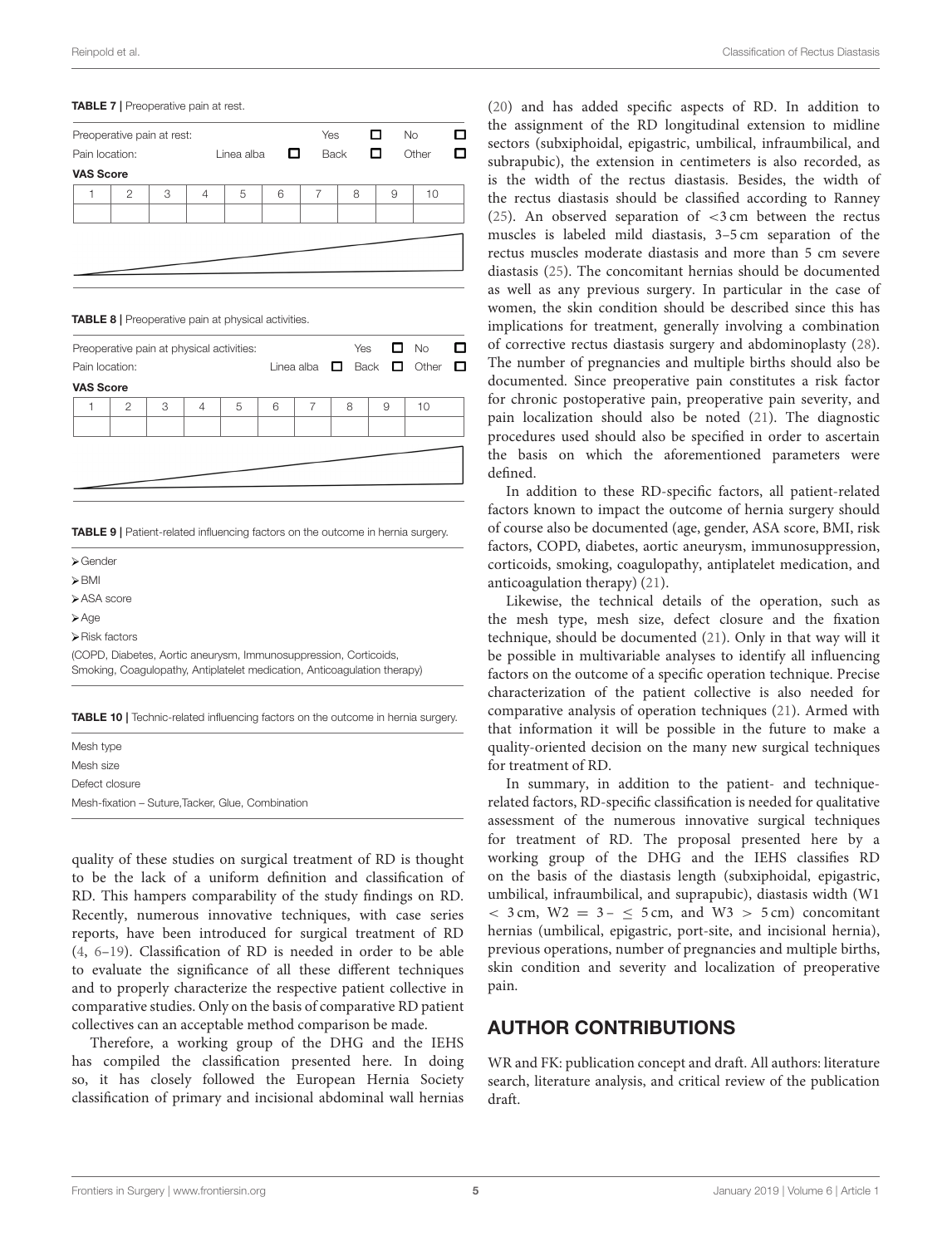**TABLE 7 |** Preoperative pain at rest.

| Preoperative pain at rest: | | | | | | Yes | ☐ | No | ☐ |
|---|---|---|---|---|---|---|---|---|---|
| Pain location: | | | Linea alba | ☐ | | Back | ☐ | Other | ☐ |

**VAS Score**

| 1 | 2 | 3 | 4 | 5 | 6 | 7 | 8 | 9 | 10 |
|---|---|---|---|---|---|---|---|---|---|
| | | | | | | | | | |

**TABLE 8 |** Preoperative pain at physical activities.

| Preoperative pain at physical activities: | | | | | | Yes | ☐ | No | ☐ |
|---|---|---|---|---|---|---|---|---|---|
| Pain location: | | | Linea alba | ☐ | | Back | ☐ | Other | ☐ |

**VAS Score**

| 1 | 2 | 3 | 4 | 5 | 6 | 7 | 8 | 9 | 10 |
|---|---|---|---|---|---|---|---|---|---|
| | | | | | | | | | |

**TABLE 9 |** Patient-related influencing factors on the outcome in hernia surgery.

- Gender
- BMI
- ASA score
- Age
- Risk factors

(COPD, Diabetes, Aortic aneurysm, Immunosuppression, Corticoids, Smoking, Coagulopathy, Antiplatelet medication, Anticoagulation therapy)

**TABLE 10 |** Technic-related influencing factors on the outcome in hernia surgery.

| |
|---|
| Mesh type |
| Mesh size |
| Defect closure |
| Mesh-fixation – Suture,Tacker, Glue, Combination |

quality of these studies on surgical treatment of RD is thought to be the lack of a uniform definition and classification of RD. This hampers comparability of the study findings on RD. Recently, numerous innovative techniques, with case series reports, have been introduced for surgical treatment of RD (4, 6–19). Classification of RD is needed in order to be able to evaluate the significance of all these different techniques and to properly characterize the respective patient collective in comparative studies. Only on the basis of comparative RD patient collectives can an acceptable method comparison be made.

Therefore, a working group of the DHG and the IEHS has compiled the classification presented here. In doing so, it has closely followed the European Hernia Society classification of primary and incisional abdominal wall hernias (20) and has added specific aspects of RD. In addition to the assignment of the RD longitudinal extension to midline sectors (subxiphoidal, epigastric, umbilical, infraumbilical, and subrapubic), the extension in centimeters is also recorded, as is the width of the rectus diastasis. Besides, the width of the rectus diastasis should be classified according to Ranney (25). An observed separation of $<3$ cm between the rectus muscles is labeled mild diastasis, 3–5 cm separation of the rectus muscles moderate diastasis and more than 5 cm severe diastasis (25). The concomitant hernias should be documented as well as any previous surgery. In particular in the case of women, the skin condition should be described since this has implications for treatment, generally involving a combination of corrective rectus diastasis surgery and abdominoplasty (28). The number of pregnancies and multiple births should also be documented. Since preoperative pain constitutes a risk factor for chronic postoperative pain, preoperative pain severity, and pain localization should also be noted (21). The diagnostic procedures used should also be specified in order to ascertain the basis on which the aforementioned parameters were defined.

In addition to these RD-specific factors, all patient-related factors known to impact the outcome of hernia surgery should of course also be documented (age, gender, ASA score, BMI, risk factors, COPD, diabetes, aortic aneurysm, immunosuppression, corticoids, smoking, coagulopathy, antiplatelet medication, and anticoagulation therapy) (21).

Likewise, the technical details of the operation, such as the mesh type, mesh size, defect closure and the fixation technique, should be documented (21). Only in that way will it be possible in multivariable analyses to identify all influencing factors on the outcome of a specific operation technique. Precise characterization of the patient collective is also needed for comparative analysis of operation techniques (21). Armed with that information it will be possible in the future to make a quality-oriented decision on the many new surgical techniques for treatment of RD.

In summary, in addition to the patient- and technique-related factors, RD-specific classification is needed for qualitative assessment of the numerous innovative surgical techniques for treatment of RD. The proposal presented here by a working group of the DHG and the IEHS classifies RD on the basis of the diastasis length (subxiphoidal, epigastric, umbilical, infraumbilical, and suprapubic), diastasis width ($W1 < 3$ cm, $W2 = 3 - \leq 5$ cm, and $W3 > 5$ cm) concomitant hernias (umbilical, epigastric, port-site, and incisional hernia), previous operations, number of pregnancies and multiple births, skin condition and severity and localization of preoperative pain.

## AUTHOR CONTRIBUTIONS

WR and FK: publication concept and draft. All authors: literature search, literature analysis, and critical review of the publication draft.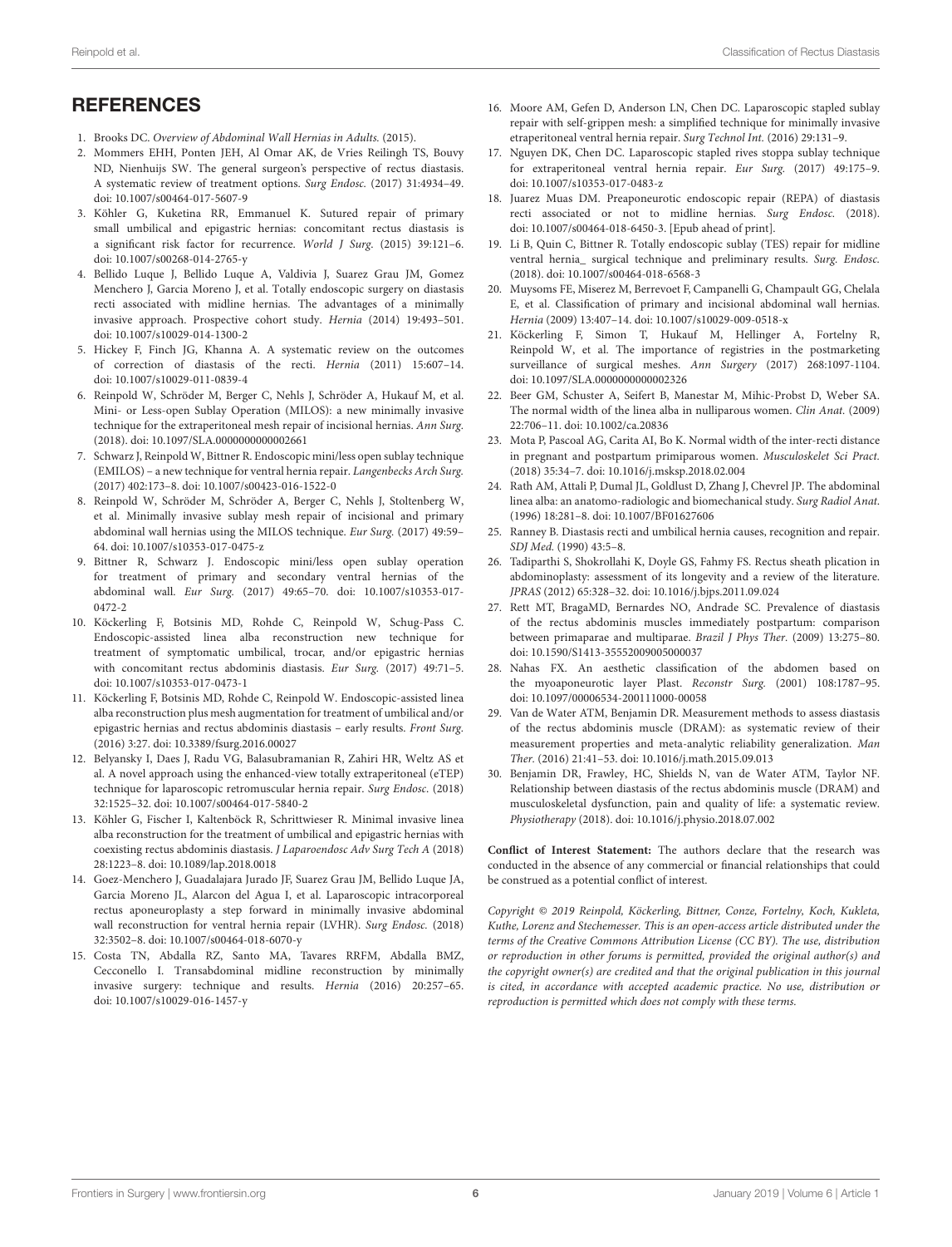## REFERENCES

1. Brooks DC. *Overview of Abdominal Wall Hernias in Adults.* (2015).
2. Mommers EHH, Ponten JEH, Al Omar AK, de Vries Reilingh TS, Bouvy ND, Nienhuijs SW. The general surgeon's perspective of rectus diastasis. A systematic review of treatment options. *Surg Endosc.* (2017) 31:4934–49. doi: 10.1007/s00464-017-5607-9
3. Köhler G, Kuketina RR, Emmanuel K. Sutured repair of primary small umbilical and epigastric hernias: concomitant rectus diastasis is a significant risk factor for recurrence. *World J Surg.* (2015) 39:121–6. doi: 10.1007/s00268-014-2765-y
4. Bellido Luque J, Bellido Luque A, Valdivia J, Suarez Grau JM, Gomez Menchero J, Garcia Moreno J, et al. Totally endoscopic surgery on diastasis recti associated with midline hernias. The advantages of a minimally invasive approach. Prospective cohort study. *Hernia* (2014) 19:493–501. doi: 10.1007/s10029-014-1300-2
5. Hickey F, Finch JG, Khanna A. A systematic review on the outcomes of correction of diastasis of the recti. *Hernia* (2011) 15:607–14. doi: 10.1007/s10029-011-0839-4
6. Reinpold W, Schröder M, Berger C, Nehls J, Schröder A, Hukauf M, et al. Mini- or Less-open Sublay Operation (MILOS): a new minimally invasive technique for the extraperitoneal mesh repair of incisional hernias. *Ann Surg.* (2018). doi: 10.1097/SLA.0000000000002661
7. Schwarz J, Reinpold W, Bittner R. Endoscopic mini/less open sublay technique (EMILOS) – a new technique for ventral hernia repair. *Langenbecks Arch Surg.* (2017) 402:173–8. doi: 10.1007/s00423-016-1522-0
8. Reinpold W, Schröder M, Schröder A, Berger C, Nehls J, Stoltenberg W, et al. Minimally invasive sublay mesh repair of incisional and primary abdominal wall hernias using the MILOS technique. *Eur Surg.* (2017) 49:59–64. doi: 10.1007/s10353-017-0475-z
9. Bittner R, Schwarz J. Endoscopic mini/less open sublay operation for treatment of primary and secondary ventral hernias of the abdominal wall. *Eur Surg.* (2017) 49:65–70. doi: 10.1007/s10353-017-0472-2
10. Köckerling F, Botsinis MD, Rohde C, Reinpold W, Schug-Pass C. Endoscopic-assisted linea alba reconstruction new technique for treatment of symptomatic umbilical, trocar, and/or epigastric hernias with concomitant rectus abdominis diastasis. *Eur Surg.* (2017) 49:71–5. doi: 10.1007/s10353-017-0473-1
11. Köckerling F, Botsinis MD, Rohde C, Reinpold W. Endoscopic-assisted linea alba reconstruction plus mesh augmentation for treatment of umbilical and/or epigastric hernias and rectus abdominis diastasis – early results. *Front Surg.* (2016) 3:27. doi: 10.3389/fsurg.2016.00027
12. Belyansky I, Daes J, Radu VG, Balasubramanian R, Zahiri HR, Weltz AS et al. A novel approach using the enhanced-view totally extraperitoneal (eTEP) technique for laparoscopic retromuscular hernia repair. *Surg Endosc.* (2018) 32:1525–32. doi: 10.1007/s00464-017-5840-2
13. Köhler G, Fischer I, Kaltenböck R, Schrittwieser R. Minimal invasive linea alba reconstruction for the treatment of umbilical and epigastric hernias with coexisting rectus abdominis diastasis. *J Laparoendosc Adv Surg Tech A* (2018) 28:1223–8. doi: 10.1089/lap.2018.0018
14. Goez-Menchero J, Guadalajara Jurado JF, Suarez Grau JM, Bellido Luque JA, Garcia Moreno JL, Alarcon del Agua I, et al. Laparoscopic intracorporeal rectus aponeuroplasty a step forward in minimally invasive abdominal wall reconstruction for ventral hernia repair (LVHR). *Surg Endosc.* (2018) 32:3502–8. doi: 10.1007/s00464-018-6070-y
15. Costa TN, Abdalla RZ, Santo MA, Tavares RRFM, Abdalla BMZ, Cecconello I. Transabdominal midline reconstruction by minimally invasive surgery: technique and results. *Hernia* (2016) 20:257–65. doi: 10.1007/s10029-016-1457-y
16. Moore AM, Gefen D, Anderson LN, Chen DC. Laparoscopic stapled sublay repair with self-grippen mesh: a simplified technique for minimally invasive etraperitoneal ventral hernia repair. *Surg Technol Int.* (2016) 29:131–9.
17. Nguyen DK, Chen DC. Laparoscopic stapled rives stoppa sublay technique for extraperitoneal ventral hernia repair. *Eur Surg.* (2017) 49:175–9. doi: 10.1007/s10353-017-0483-z
18. Juarez Muas DM. Preaponeurotic endoscopic repair (REPA) of diastasis recti associated or not to midline hernias. *Surg Endosc.* (2018). doi: 10.1007/s00464-018-6450-3. [Epub ahead of print].
19. Li B, Quin C, Bittner R. Totally endoscopic sublay (TES) repair for midline ventral hernia_ surgical technique and preliminary results. *Surg. Endosc.* (2018). doi: 10.1007/s00464-018-6568-3
20. Muysoms FE, Miserez M, Berrevoet F, Campanelli G, Champault GG, Chelala E, et al. Classification of primary and incisional abdominal wall hernias. *Hernia* (2009) 13:407–14. doi: 10.1007/s10029-009-0518-x
21. Köckerling F, Simon T, Hukauf M, Hellinger A, Fortelny R, Reinpold W, et al. The importance of registries in the postmarketing surveillance of surgical meshes. *Ann Surgery* (2017) 268:1097-1104. doi: 10.1097/SLA.0000000000002326
22. Beer GM, Schuster A, Seifert B, Manestar M, Mihic-Probst D, Weber SA. The normal width of the linea alba in nulliparous women. *Clin Anat.* (2009) 22:706–11. doi: 10.1002/ca.20836
23. Mota P, Pascoal AG, Carita AI, Bo K. Normal width of the inter-recti distance in pregnant and postpartum primiparous women. *Musculoskelet Sci Pract.* (2018) 35:34–7. doi: 10.1016/j.msksp.2018.02.004
24. Rath AM, Attali P, Dumal JL, Goldlust D, Zhang J, Chevrel JP. The abdominal linea alba: an anatomo-radiologic and biomechanical study. *Surg Radiol Anat.* (1996) 18:281–8. doi: 10.1007/BF01627606
25. Ranney B. Diastasis recti and umbilical hernia causes, recognition and repair. *SDJ Med.* (1990) 43:5–8.
26. Tadiparthi S, Shokrollahi K, Doyle GS, Fahmy FS. Rectus sheath plication in abdominoplasty: assessment of its longevity and a review of the literature. *JPRAS* (2012) 65:328–32. doi: 10.1016/j.bjps.2011.09.024
27. Rett MT, BragaMD, Bernardes NO, Andrade SC. Prevalence of diastasis of the rectus abdominis muscles immediately postpartum: comparison between primaparae and multiparae. *Brazil J Phys Ther.* (2009) 13:275–80. doi: 10.1590/S1413-35552009005000037
28. Nahas FX. An aesthetic classification of the abdomen based on the myoaponeurotic layer Plast. *Reconstr Surg.* (2001) 108:1787–95. doi: 10.1097/00006534-200111000-00058
29. Van de Water ATM, Benjamin DR. Measurement methods to assess diastasis of the rectus abdominis muscle (DRAM): as systematic review of their measurement properties and meta-analytic reliability generalization. *Man Ther.* (2016) 21:41–53. doi: 10.1016/j.math.2015.09.013
30. Benjamin DR, Frawley, HC, Shields N, van de Water ATM, Taylor NF. Relationship between diastasis of the rectus abdominis muscle (DRAM) and musculoskeletal dysfunction, pain and quality of life: a systematic review. *Physiotherapy* (2018). doi: 10.1016/j.physio.2018.07.002

**Conflict of Interest Statement:** The authors declare that the research was conducted in the absence of any commercial or financial relationships that could be construed as a potential conflict of interest.

*Copyright © 2019 Reinpold, Köckerling, Bittner, Conze, Fortelny, Koch, Kukleta, Kuthe, Lorenz and Stechemesser. This is an open-access article distributed under the terms of the Creative Commons Attribution License (CC BY). The use, distribution or reproduction in other forums is permitted, provided the original author(s) and the copyright owner(s) are credited and that the original publication in this journal is cited, in accordance with accepted academic practice. No use, distribution or reproduction is permitted which does not comply with these terms.*